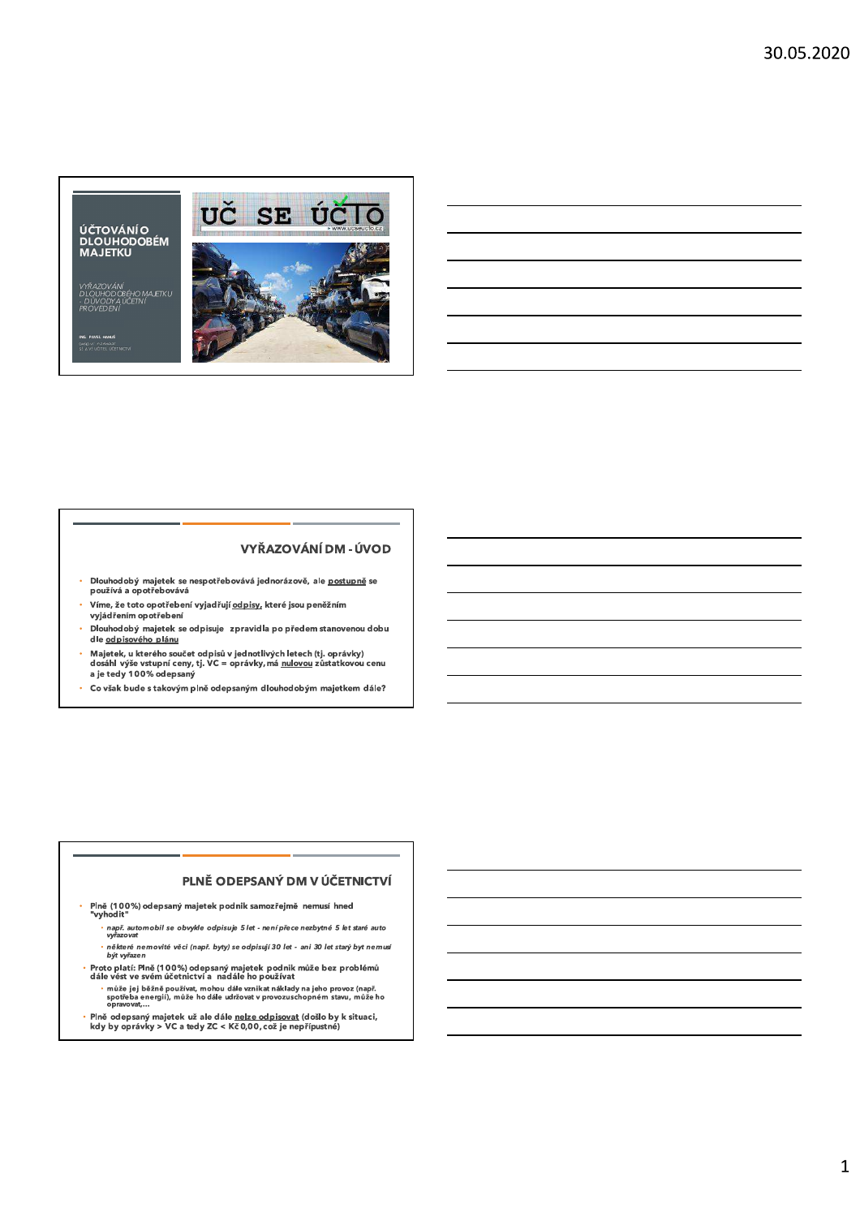# ÚČTOVÁNÍ O DLOUHODOBÉM MAJETKU

*VYŘAZOVÁNÍ DLOUHODOBÉHO MAJETKU - DŮVODY A ÚČETNÍ PROVEDENÍ*

ING. PAVEL HANUŠ

UČ SE ÚČTO

www.ucseucto.cz

## VYŘAZOVÁNÍ DM - ÚVOD

- Dlouhodobý majetek se nespotřebovává jednorázově, ale postupně se používá a opotřebovává
- Víme, že toto opotřebení vyjadřují odpisy, které jsou peněžním vyjádřením opotřebení
- Dlouhodobý majetek se odpisuje zpravidla po předem stanovenou dobu dle odpisového plánu
- Majetek, u kterého součet odpisů v jednotlivých letech (tj. oprávky) dosáhl výše vstupní ceny, tj. VC = oprávky, má nulovou zůstatkovou cenu a je tedy 100% odepsaný
- Co však bude s takovým plně odepsaným dlouhodobým majetkem dále?

## PLNĚ ODEPSANÝ DM V ÚČETNICTVÍ

- Plně (100%) odepsaný majetek podnik samozřejmě nemusí hned "vyhodit"
  - *např. automobil se obvykle odpisuje 5 let - není přece nezbytné 5 let staré auto vyřazovat*
  - *některé nemovité věci (např. byty) se odpisují 30 let - ani 30 let starý byt nemusí být vyřazen*
- Proto platí: Plně (100%) odepsaný majetek podnik může bez problémů dále vést ve svém účetnictví a nadále ho používat
  - může jej běžně používat, mohou dále vznikat náklady na jeho provoz (např. spotřeba energií), může ho dále udržovat v provozuschopném stavu, může ho opravovat,...
- Plně odepsaný majetek už ale dále nelze odpisovat (došlo by k situaci, kdy by oprávky > VC a tedy ZC < Kč 0,00, což je nepřípustné)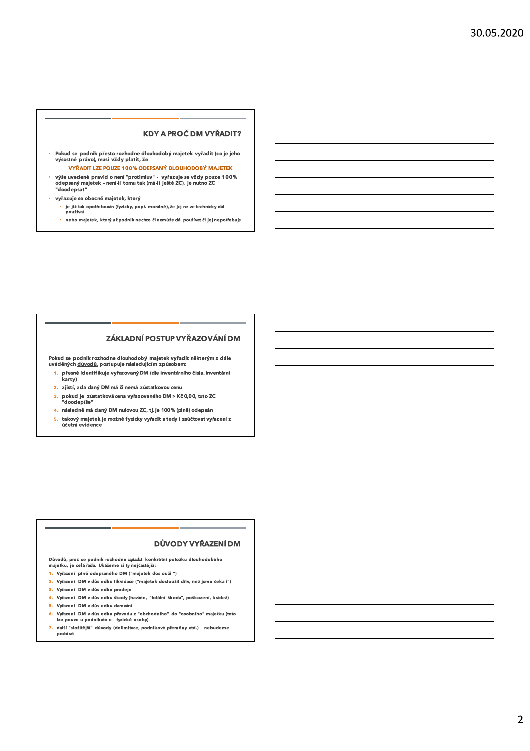## KDY A PROČ DM VYŘADIT?

- Pokud se podnik přesto rozhodne dlouhodobý majetek vyřadit (co je jeho výsostné právo), musí <u>vždy</u> platit, že

  VYŘADIT LZE POUZE 100% ODEPSANÝ DLOUHODOBÝ MAJETEK

- výše uvedené pravidlo není "protimluv" - vyřazuje se vždy pouze 100% odepsaný majetek - není-li tomu tak (má-li ještě ZC), je nutno ZC "doodepsat"
- vyřazuje se obecně majetek, který
  - je již tak opotřebován (fyzicky, popř. morálně), že jej nelze technicky dál používat
  - nebo majetek, který už podnik nechce či nemůže dál používat či jej nepotřebuje

## ZÁKLADNÍ POSTUP VYŘAZOVÁNÍ DM

Pokud se podnik rozhodne dlouhodobý majetek vyřadit některým z dále uváděných <u>důvodů</u>, postupuje následujícím způsobem:

1. přesně identifikuje vyřazovaný DM (dle inventárního čísla, inventární karty)
2. zjistí, zda daný DM má či nemá zůstatkovou cenu
3. pokud je zůstatková cena vyřazovaného DM > Kč 0,00, tuto ZC "doodepíše"
4. následně má daný DM nulovou ZC, tj. je 100% (plně) odepsán
5. takový majetek je možné fyzicky vyřadit a tedy i zaúčtovat vyřazení z účetní evidence

## DŮVODY VYŘAZENÍ DM

Důvodů, proč se podnik rozhodne <u>vyřadit</u> konkrétní položku dlouhodobého majetku, je celá řada. Ukážeme si ty nejčastější:

1. Vyřazení plně odepsaného DM ("majetek dosloužil")
2. Vyřazení DM v důsledku likvidace ("majetek dosloužil dřív, než jsme čekali")
3. Vyřazení DM v důsledku prodeje
4. Vyřazení DM v důsledku škody (havárie, "totální škoda", poškození, krádež)
5. Vyřazení DM v důsledku darování
6. Vyřazení DM v důsledku převodu z "obchodního" do "osobního" majetku (toto lze pouze u podnikatele - fyzické osoby)
7. další "složitější" důvody (delimitace, podnikové přeměny atd.) - nebudeme probírat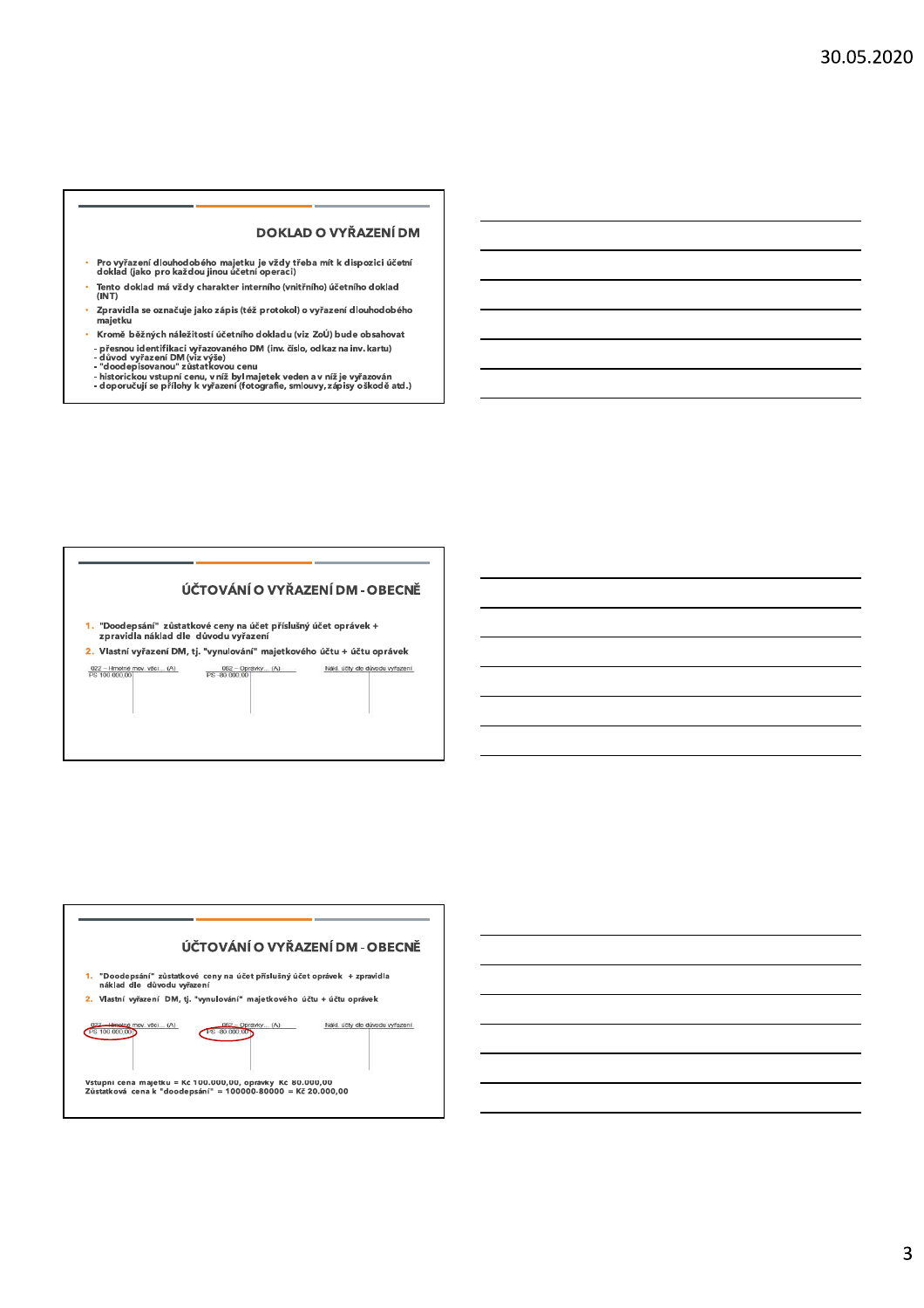## DOKLAD O VYŘAZENÍ DM

- Pro vyřazení dlouhodobého majetku je vždy třeba mít k dispozici účetní doklad (jako pro každou jinou účetní operaci)
- Tento doklad má vždy charakter interního (vnitřního) účetního doklad (INT)
- Zpravidla se označuje jako zápis (též protokol) o vyřazení dlouhodobého majetku
- Kromě běžných náležitostí účetního dokladu (viz ZoÚ) bude obsahovat
  - přesnou identifikací vyřazovaného DM (inv. číslo, odkaz na inv. kartu)
  - důvod vyřazení DM (viz výše)
  - "doodepisovanou" zůstatkovou cenu
  - historickou vstupní cenu, v níž byl majetek veden a v níž je vyřazován
  - doporučují se přílohy k vyřazení (fotografie, smlouvy, zápisy o škodě atd.)

## ÚČTOVÁNÍ O VYŘAZENÍ DM - OBECNĚ

1. "Doodepsání" zůstatkové ceny na účet příslušný účet oprávek + zpravidla náklad dle důvodu vyřazení
2. Vlastní vyřazení DM, tj. "vynulování" majetkového účtu + účtu oprávek

| 022 – Hmotné mov. věci... (A) | 082 – Oprávky... (A) | Nákl. účty dle důvodu vyřazení |
|---|---|---|
| PS 100.000,00 | PS -80.000,00 | |

## ÚČTOVÁNÍ O VYŘAZENÍ DM - OBECNĚ

1. "Doodepsání" zůstatkové ceny na účet příslušný účet oprávek + zpravidla náklad dle důvodu vyřazení
2. Vlastní vyřazení DM, tj. "vynulování" majetkového účtu + účtu oprávek

| 022 – Hmotné mov. věci... (A) | 082 – Oprávky... (A) | Nákl. účty dle důvodu vyřazení |
|---|---|---|
| PS 100.000,00 | PS -80.000,00 | |

Vstupní cena majetku = Kč 100.000,00, oprávky Kč 80.000,00
Zůstatková cena k "doodepsání" = 100000-80000 = Kč 20.000,00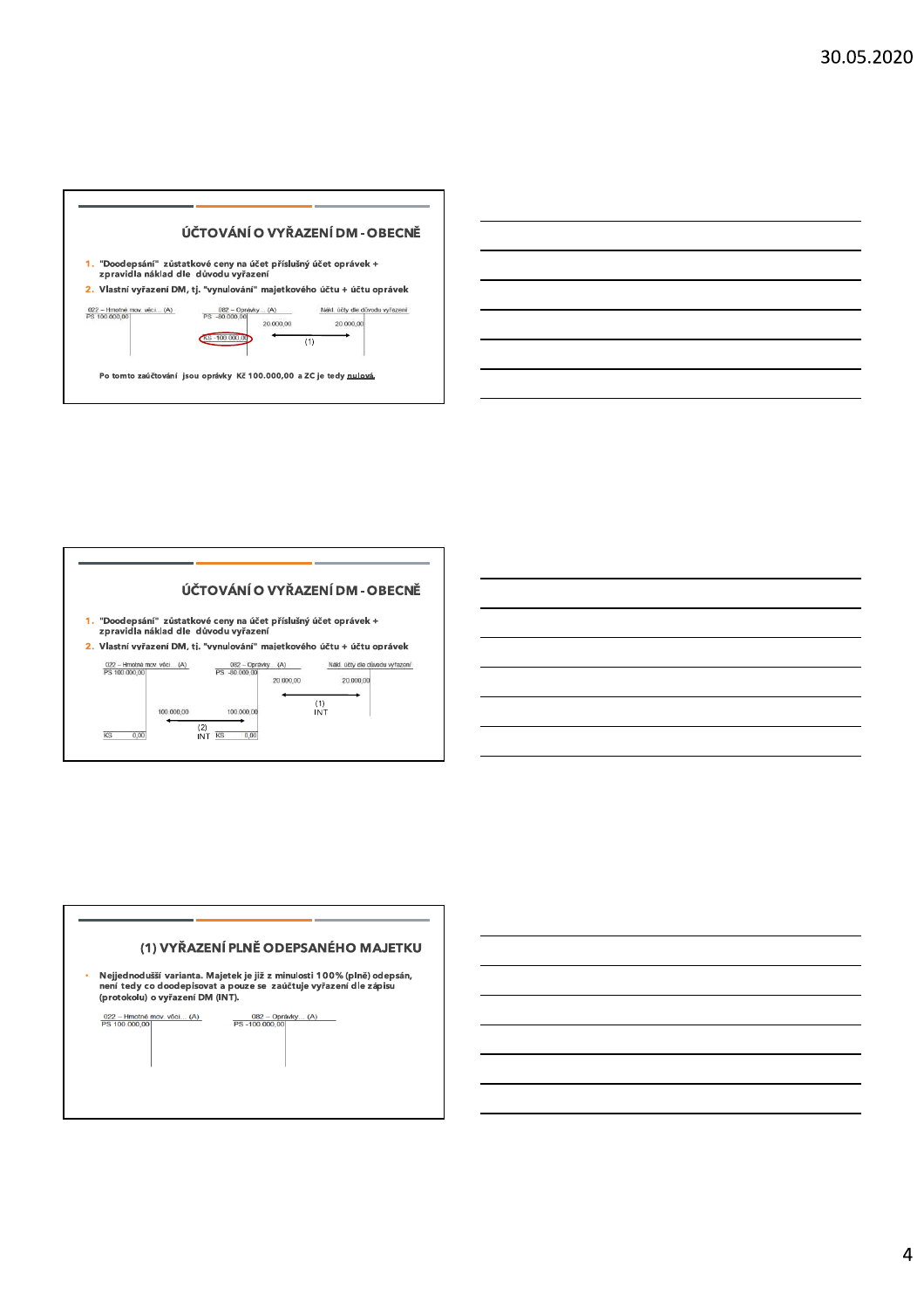## ÚČTOVÁNÍ O VYŘAZENÍ DM - OBECNĚ

1. "Doodepsání" zůstatkové ceny na účet příslušný účet oprávek + zpravidla náklad dle důvodu vyřazení
2. Vlastní vyřazení DM, tj. "vynulování" majetkového účtu + účtu oprávek

| 022 – Hmotné mov. věci… (A) | | 082 – Oprávky… (A) | | Nákl. účty dle důvodu vyřazení | |
|---|---|---|---|---|---|
| PS 100.000,00 | | PS -80.000,00 | 20.000,00 | 20.000,00 | |
| | | KS -100.000,00 | | | |

(1)

Po tomto zaúčtování jsou oprávky Kč 100.000,00 a ZC je tedy nulová.

## ÚČTOVÁNÍ O VYŘAZENÍ DM - OBECNĚ

1. "Doodepsání" zůstatkové ceny na účet příslušný účet oprávek + zpravidla náklad dle důvodu vyřazení
2. Vlastní vyřazení DM, tj. "vynulování" majetkového účtu + účtu oprávek

| 022 – Hmotné mov. věci… (A) | | 082 – Oprávky… (A) | | Nákl. účty dle důvodu vyřazení | |
|---|---|---|---|---|---|
| PS 100.000,00 | | PS -80.000,00 | 20.000,00 | 20.000,00 | |
| | 100.000,00 | 100.000,00 | | | |
| KS 0,00 | | KS 0,00 | | | |

(1) INT

(2) INT

## (1) VYŘAZENÍ PLNĚ ODEPSANÉHO MAJETKU

- Nejjednodušší varianta. Majetek je již z minulosti 100% (plně) odepsán, není tedy co doodepisovat a pouze se zaúčtuje vyřazení dle zápisu (protokolu) o vyřazení DM (INT).

| 022 – Hmotné mov. věci… (A) | | 082 – Oprávky… (A) | |
|---|---|---|---|
| PS 100.000,00 | | PS -100.000,00 | |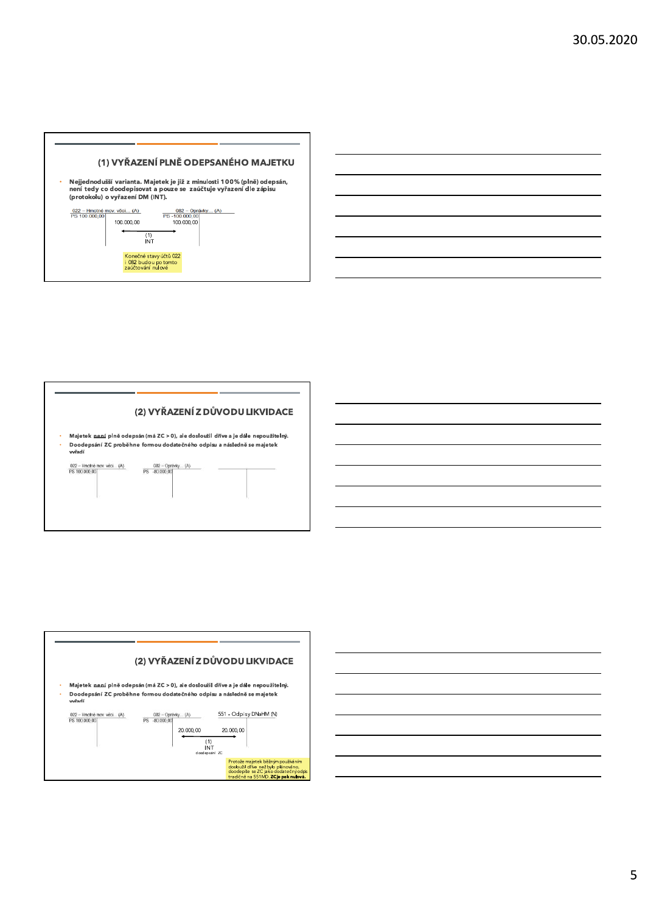## (1) VYŘAZENÍ PLNĚ ODEPSANÉHO MAJETKU

- **Nejjednodušší varianta. Majetek je již z minulosti 100% (plně) odepsán, není tedy co doodepisovat a pouze se zaúčtuje vyřazení dle zápisu (protokolu) o vyřazení DM (INT).**

| 022 – Hmotné mov. věci… (A) | | 082 – Oprávky… (A) | |
|---|---|---|---|
| PS 100.000,00 | 100.000,00 | 100.000,00 | PS -100.000,00 |

(1) INT

Konečné stavy účtů 022 i 082 budou po tomto zaúčtování nulové

## (2) VYŘAZENÍ Z DŮVODU LIKVIDACE

- **Majetek ~~není~~ plně odepsán (má ZC > 0), ale dosloužil dříve a je dále nepoužitelný.**
- **Doodepsání ZC proběhne formou dodatečného odpisu a následně se majetek vyřadí**

| 022 – Hmotné mov. věci… (A) | | 082 – Oprávky… (A) | |
|---|---|---|---|
| PS 100.000,00 | | | PS -80.000,00 |

## (2) VYŘAZENÍ Z DŮVODU LIKVIDACE

- **Majetek ~~není~~ plně odepsán (má ZC > 0), ale dosloužil dříve a je dále nepoužitelný.**
- **Doodepsání ZC proběhne formou dodatečného odpisu a následně se majetek vyřadí**

| 022 – Hmotné mov. věci… (A) | | 082 – Oprávky… (A) | | 551 - Odpisy DNaHM (N) | |
|---|---|---|---|---|---|
| PS 100.000,00 | | | PS -80.000,00 | | |
| | | | 20.000,00 | 20.000,00 | |

(1) INT doodepsání ZC

Protože majetek běžným používáním dosloužil dříve než bylo plánováno, doodepíše se ZC jako dodatečný odpis tradičně na 551MD. **ZC je pak nulová.**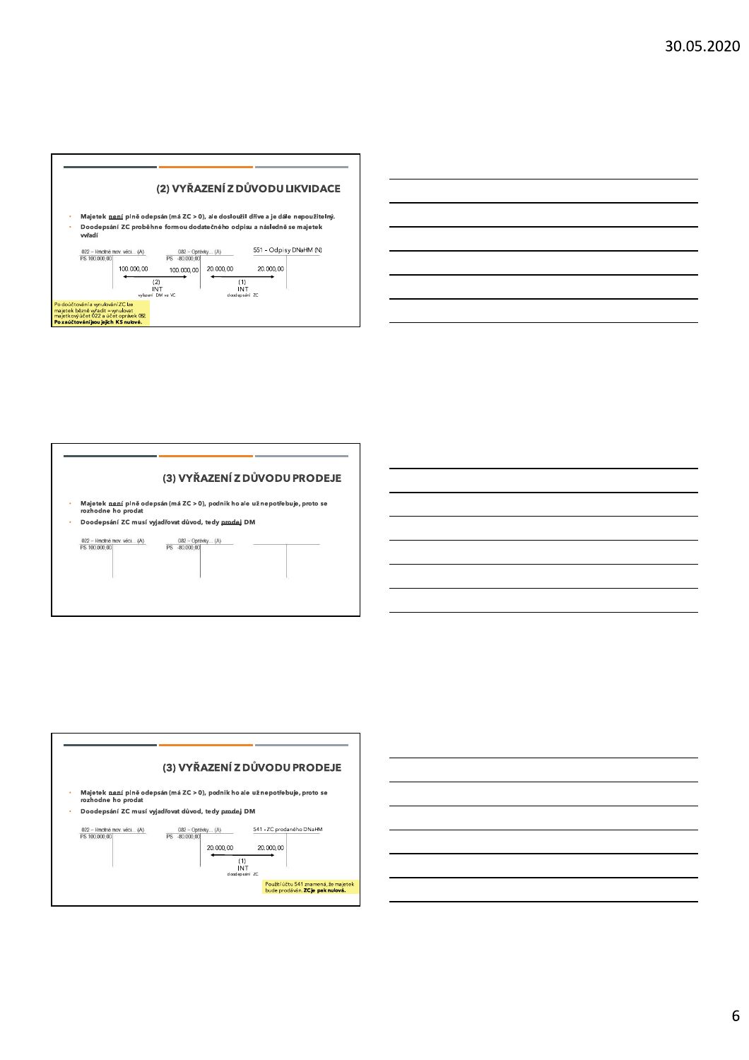## (2) VYŘAZENÍ Z DŮVODU LIKVIDACE

- **Majetek není plně odepsán (má ZC > 0), ale dosloužil dříve a je dále nepoužitelný.**
- **Doodepsání ZC proběhne formou dodatečného odpisu a následně se majetek vyřadí**

| 022 – Hmotné mov. věci… (A) | | 082 – Oprávky… (A) | | 551 – Odpisy DNaHM (N) | |
|---|---|---|---|---|---|
| PS 100.000,00 | 100.000,00 | PS -80.000,00 | | | |
| | | 100.000,00 | 20.000,00 | 20.000,00 | |

(2) INT – vyřazení DM ve VC

(1) INT – doodepsání ZC

Po doúčtování a vynulování ZC lze majetek běžně vyřadit = vynulovat majetkový účet 022 a účet oprávek 082. **Po zaúčtování jsou jejich KS nulové.**

## (3) VYŘAZENÍ Z DŮVODU PRODEJE

- **Majetek není plně odepsán (má ZC > 0), podnik ho ale už nepotřebuje, proto se rozhodne ho prodat**
- **Doodepsání ZC musí vyjadřovat důvod, tedy prodej DM**

| 022 – Hmotné mov. věci… (A) | | 082 – Oprávky… (A) | | | |
|---|---|---|---|---|---|
| PS 100.000,00 | | PS -80.000,00 | | | |

## (3) VYŘAZENÍ Z DŮVODU PRODEJE

- **Majetek není plně odepsán (má ZC > 0), podnik ho ale už nepotřebuje, proto se rozhodne ho prodat**
- **Doodepsání ZC musí vyjadřovat důvod, tedy prodej DM**

| 022 – Hmotné mov. věci… (A) | | 082 – Oprávky… (A) | | 541 - ZC prodaného DNaHM | |
|---|---|---|---|---|---|
| PS 100.000,00 | | PS -80.000,00 | | | |
| | | | 20.000,00 | 20.000,00 | |

(1) INT – doodepsání ZC

Použití účtu 541 znamená, že majetek bude prodáván. **ZC je pak nulová.**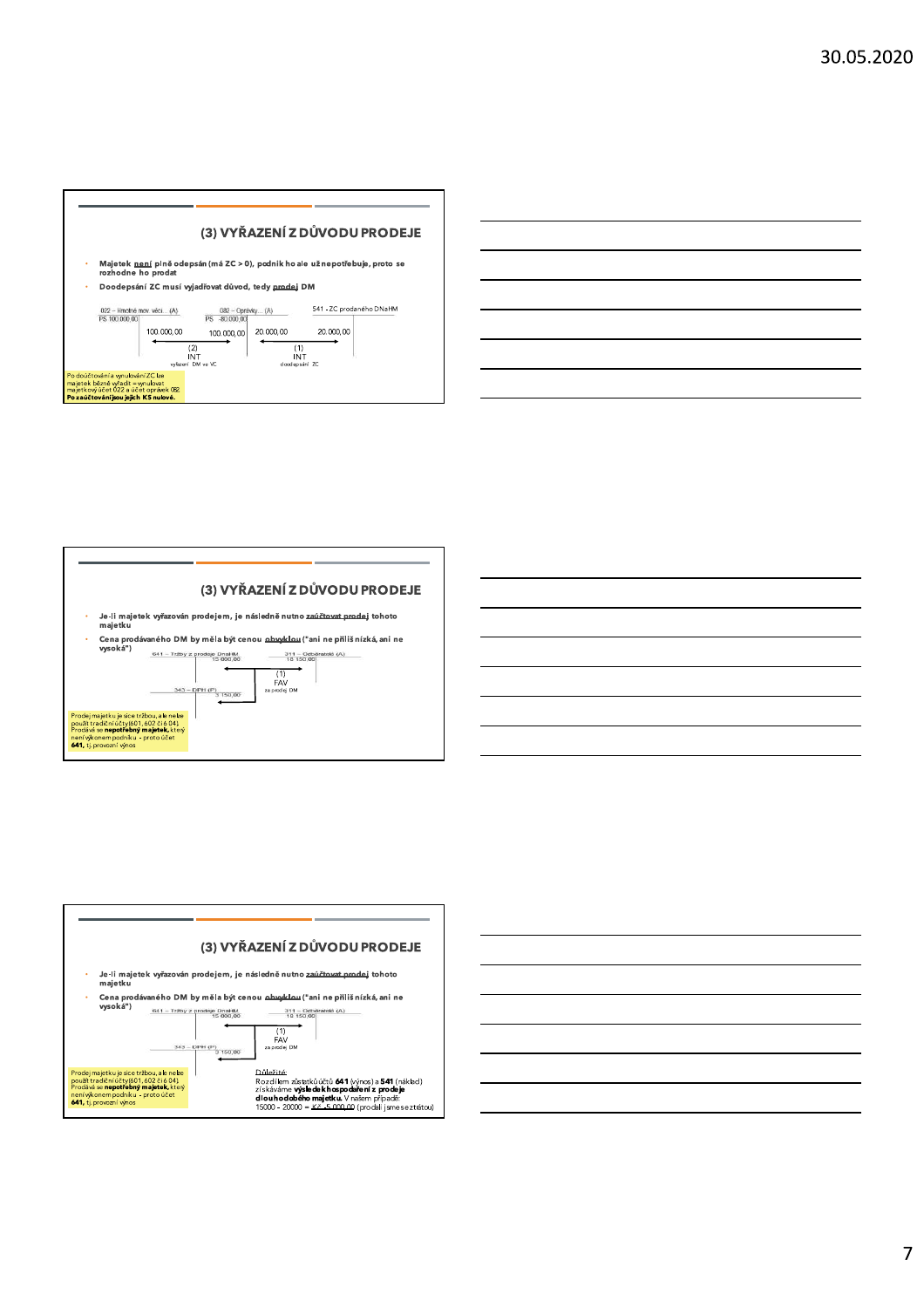## (3) VYŘAZENÍ Z DŮVODU PRODEJE

- **Majetek není plně odepsán (má ZC > 0), podnik ho ale už nepotřebuje, proto se rozhodne ho prodat**
- **Doodepsání ZC musí vyjadřovat důvod, tedy prodej DM**

022 – Hmotné mov. věci... (A)
PS 100.000,00 | 100.000,00

082 – Oprávky... (A)
PS -80.000,00
100.000,00 | 20.000,00

541 - ZC prodaného DNaHM
20.000,00

(2) INT vyřazení DM ve VC

(1) INT doodepsání ZC

Po doúčtování a vynulování ZC lze majetek běžně vyřadit = vynulovat majetkový účet 022 a účet oprávek 082. **Po zaúčtování jsou jejich KS nulové.**

## (3) VYŘAZENÍ Z DŮVODU PRODEJE

- **Je-li majetek vyřazován prodejem, je následně nutno zaúčtovat prodej tohoto majetku**
- **Cena prodávaného DM by měla být cenou obvyklou ("ani ne příliš nízká, ani ne vysoká")**

641 – Tržby z prodeje DNaHM
15 000,00

311 – Odběratelé (A)
18 150,00

343 – DPH (P)
3 150,00

(1) FAV za prodej DM

Prodej majetku je sice tržbou, ale nelze použít tradiční účty (601, 602 či 604). Prodává se **nepotřebný majetek**, který není výkonem podniku - proto účet **641**, tj. provozní výnos

## (3) VYŘAZENÍ Z DŮVODU PRODEJE

- **Je-li majetek vyřazován prodejem, je následně nutno zaúčtovat prodej tohoto majetku**
- **Cena prodávaného DM by měla být cenou obvyklou ("ani ne příliš nízká, ani ne vysoká")**

641 – Tržby z prodeje DNaHM
15 000,00

311 – Odběratelé (A)
18 150,00

343 – DPH (P)
3 150,00

(1) FAV za prodej DM

Prodej majetku je sice tržbou, ale nelze použít tradiční účty (601, 602 či 604). Prodává se **nepotřebný majetek**, který není výkonem podniku - proto účet **641**, tj. provozní výnos

Důležité:
Rozdílem zůstatků účtů **641** (výnos) a **541** (náklad) získáváme **výsledek hospodaření z prodeje dlouhodobého majetku**. V našem případě:
15000 – 20000 = KZ -5.000,00 (prodali jsme se ztrátou)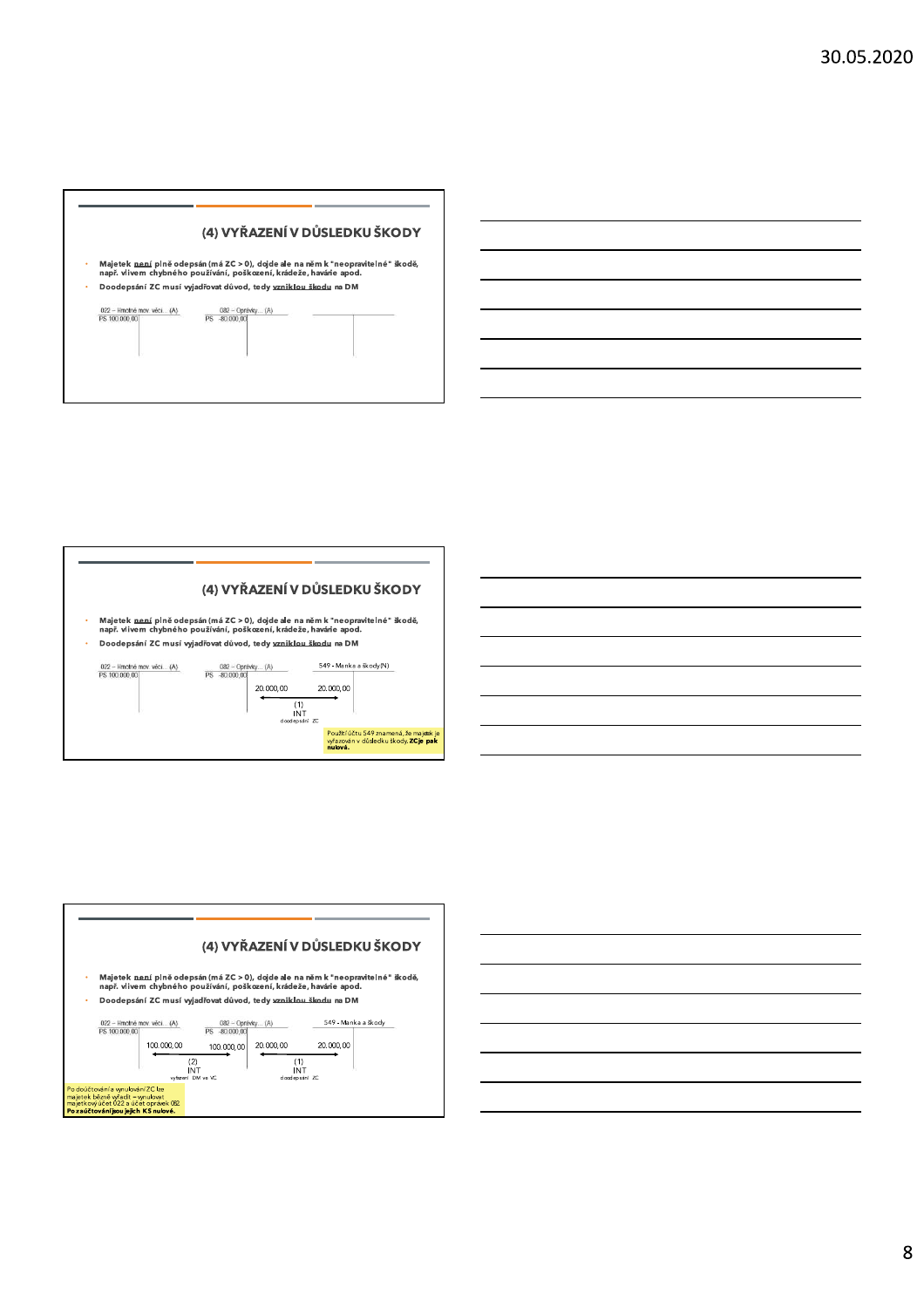## (4) VYŘAZENÍ V DŮSLEDKU ŠKODY

- Majetek není plně odepsán (má ZC > 0), dojde ale na něm k "neopravitelné" škodě, např. vlivem chybného používání, poškození, krádeže, havárie apod.
- Doodepsání ZC musí vyjadřovat důvod, tedy vzniklou škodu na DM

| 022 – Hmotné mov. věci... (A) | | 082 – Oprávky... (A) | | | |
|---|---|---|---|---|---|
| PS 100.000,00 | | | PS -80.000,00 | | |

## (4) VYŘAZENÍ V DŮSLEDKU ŠKODY

- Majetek není plně odepsán (má ZC > 0), dojde ale na něm k "neopravitelné" škodě, např. vlivem chybného používání, poškození, krádeže, havárie apod.
- Doodepsání ZC musí vyjadřovat důvod, tedy vzniklou škodu na DM

| 022 – Hmotné mov. věci... (A) | | 082 – Oprávky... (A) | | 549 - Manka a škody (N) | |
|---|---|---|---|---|---|
| PS 100.000,00 | | | PS -80.000,00 | | |
| | | | 20.000,00 | 20.000,00 | |

(1) INT doodepsání ZC

Použití účtu 549 znamená, že majetek je vyřazován v důsledku škody. **ZC je pak nulová.**

## (4) VYŘAZENÍ V DŮSLEDKU ŠKODY

- Majetek není plně odepsán (má ZC > 0), dojde ale na něm k "neopravitelné" škodě, např. vlivem chybného používání, poškození, krádeže, havárie apod.
- Doodepsání ZC musí vyjadřovat důvod, tedy vzniklou škodu na DM

| 022 – Hmotné mov. věci... (A) | | 082 – Oprávky... (A) | | 549 - Manka a škody | |
|---|---|---|---|---|---|
| PS 100.000,00 | | | PS -80.000,00 | | |
| | 100.000,00 | 100.000,00 | 20.000,00 | 20.000,00 | |

(2) INT vyřazení DM ve VC

(1) INT doodepsání ZC

Po doúčtování a vynulování ZC lze majetek běžně vyřadit – vynulovat majetkový účet 022 a účet oprávek 082. **Po zaúčtování jsou jejich KS nulové.**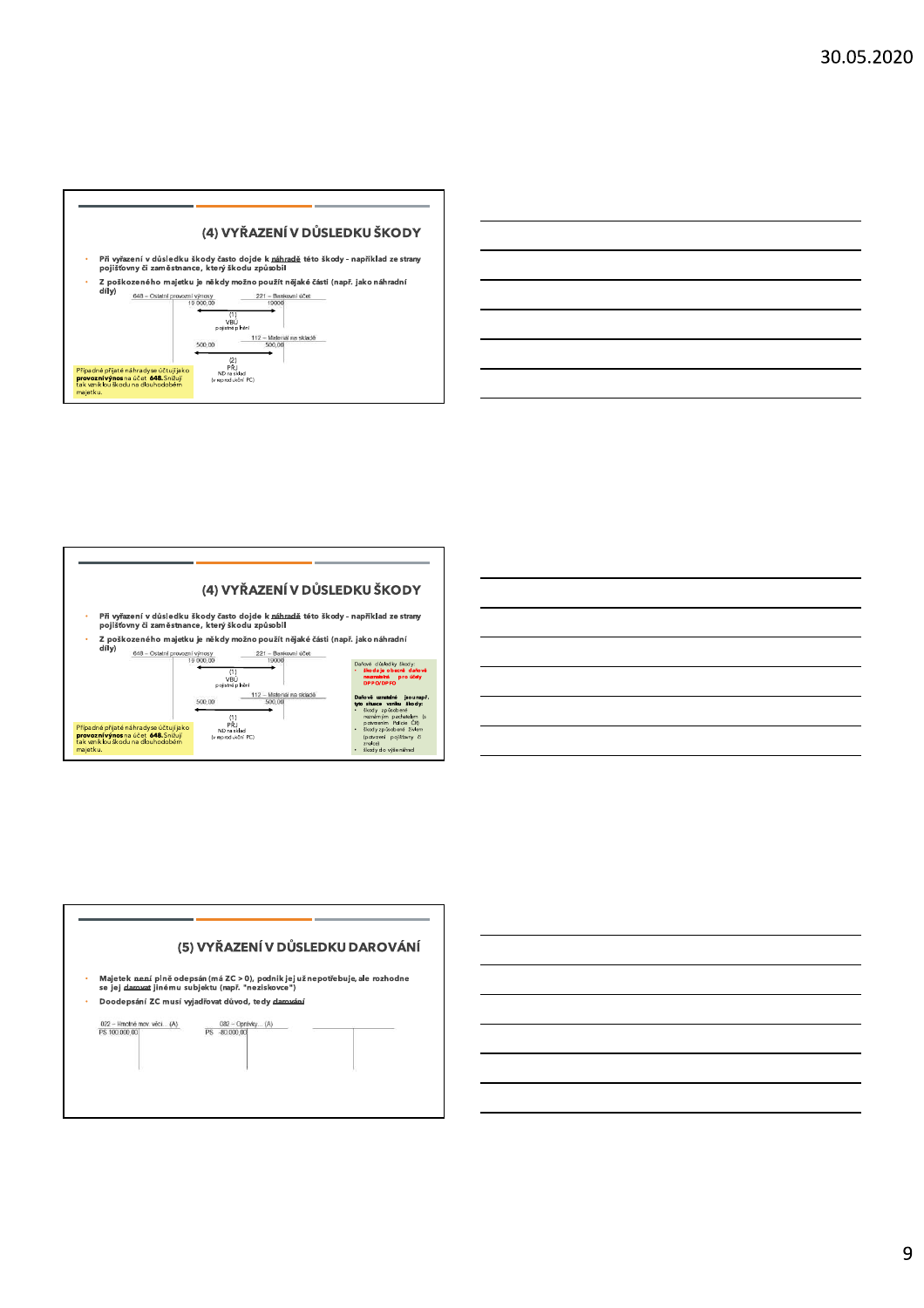## (4) VYŘAZENÍ V DŮSLEDKU ŠKODY

- **Při vyřazení v důsledku škody často dojde k náhradě této škody - například ze strany pojišťovny či zaměstnance, který škodu způsobil**
- **Z poškozeného majetku je někdy možno použít nějaké části (např. jako náhradní díly)**

| 648 – Ostatní provozní výnosy | | 221 – Bankovní účet | |
|---|---|---|---|
| | 19 000,00 | 19000 | |

(1) VBÚ pojistné plnění

| | 500,00 | 112 – Materiál na skladě | |
|---|---|---|---|
| | | 500,00 | |

(2) PŘJ ND na sklad (v reprodukční PC)

Případné přijaté náhrady se účtují jako **provozní výnos** na účet **648.** Snižují tak vzniklou škodu na dlouhodobém majetku.

## (4) VYŘAZENÍ V DŮSLEDKU ŠKODY

- **Při vyřazení v důsledku škody často dojde k náhradě této škody - například ze strany pojišťovny či zaměstnance, který škodu způsobil**
- **Z poškozeného majetku je někdy možno použít nějaké části (např. jako náhradní díly)**

| 648 – Ostatní provozní výnosy | | 221 – Bankovní účet | |
|---|---|---|---|
| | 19 000,00 | 19000 | |

(1) VBÚ pojistné plnění

| | 500,00 | 112 – Materiál na skladě | |
|---|---|---|---|
| | | 500,00 | |

(1) PŘJ ND na sklad (v reprodukční PC)

Případné přijaté náhrady se účtují jako **provozní výnos** na účet **648.** Snižují tak vzniklou škodu na dlouhodobém majetku.

Daňové důsledky škody:
- **škoda je obecně daňově neuznatelná pro účely DPFO/DPPO**

**Daňově uznatelné jsou např. tyto situace vzniku škody:**
- škody způsobené neznámým pachatelem (s potvrzením Policie ČR)
- škody způsobené živlem (potvrzení pojišťovny či znalce)
- škody do výše náhrad

## (5) VYŘAZENÍ V DŮSLEDKU DAROVÁNÍ

- **Majetek není plně odepsán (má ZC > 0), podnik jej už nepotřebuje, ale rozhodne se jej darovat jinému subjektu (např. "neziskovce")**
- **Doodepsání ZC musí vyjadřovat důvod, tedy darování**

| 022 – Hmotné mov. věci... (A) | | 082 – Oprávky... (A) | | | |
|---|---|---|---|---|---|
| PS 100.000,00 | | PS -80.000,00 | | | |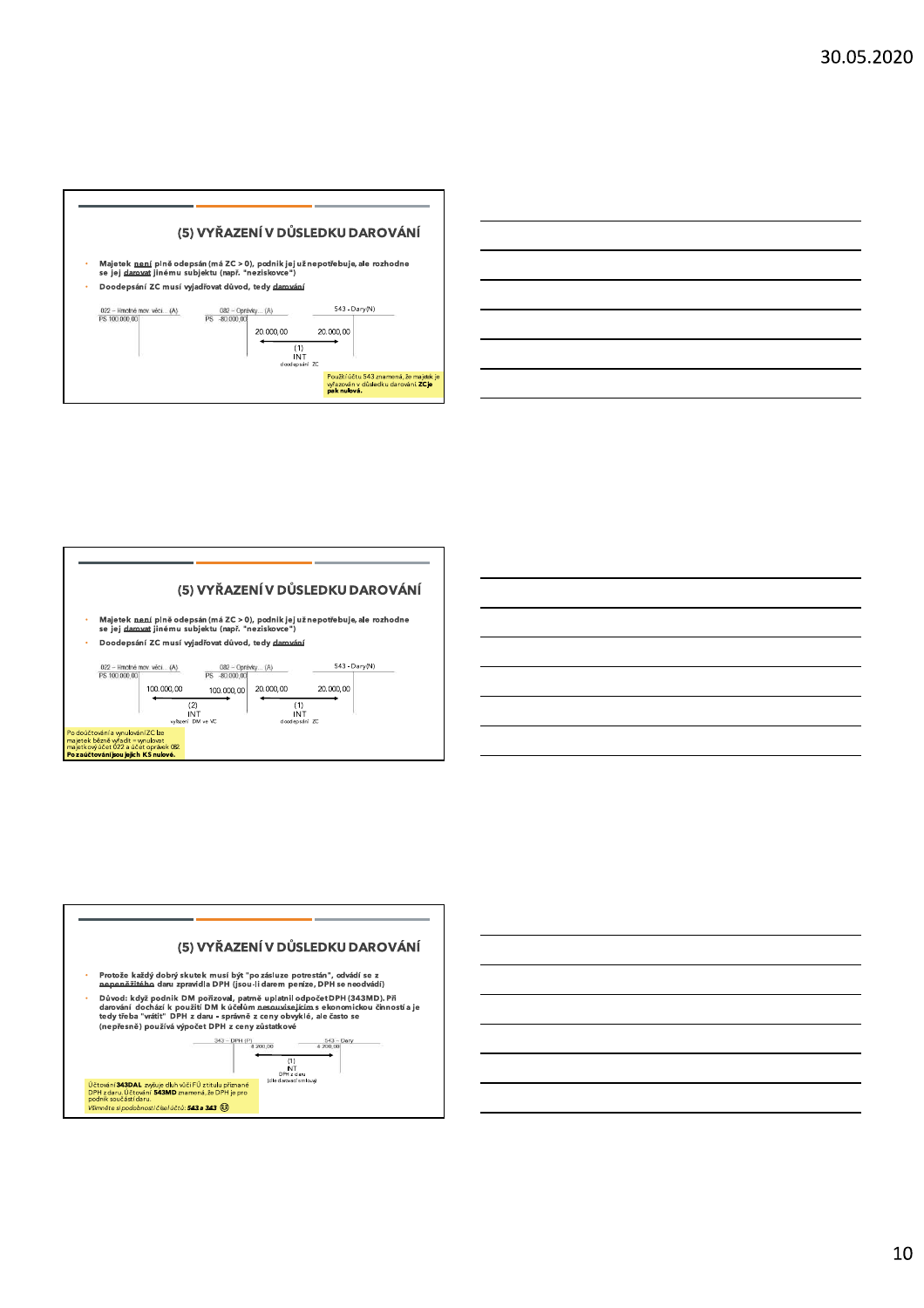## (5) VYŘAZENÍ V DŮSLEDKU DAROVÁNÍ

- Majetek není plně odepsán (má ZC > 0), podnik jej už nepotřebuje, ale rozhodne se jej darovat jinému subjektu (např. "neziskovce")
- Doodepsání ZC musí vyjadřovat důvod, tedy darování

022 – Hmotné mov. věci... (A): PS 100.000,00

082 – Oprávky... (A): PS -80.000,00 | 20.000,00

543 - Dary (N): 20.000,00

(1) INT doodepsání ZC

Použití účtu 543 znamená, že majetek je vyřazován v důsledku darování. **ZC je pak nulová.**

## (5) VYŘAZENÍ V DŮSLEDKU DAROVÁNÍ

- Majetek není plně odepsán (má ZC > 0), podnik jej už nepotřebuje, ale rozhodne se jej darovat jinému subjektu (např. "neziskovce")
- Doodepsání ZC musí vyjadřovat důvod, tedy darování

022 – Hmotné mov. věci... (A): PS 100.000,00 | 100.000,00

082 – Oprávky... (A): PS -80.000,00; 100.000,00 | 20.000,00

543 - Dary (N): 20.000,00

(2) INT vyřazení DM ve VC

(1) INT doodepsání ZC

Po doúčtování a vynulování ZC lze majetek běžně vyřadit = vynulovat majetkový účet 022 a účet oprávek 082. **Po zaúčtování jsou jejich KS nulové.**

## (5) VYŘAZENÍ V DŮSLEDKU DAROVÁNÍ

- Protože každý dobrý skutek musí být "po zásluze potrestán", odvádí se z nepeněžitého daru zpravidla DPH (jsou-li darem peníze, DPH se neodvádí)
- Důvod: když podnik DM pořizoval, patrně uplatnil odpočet DPH (343MD). Při darování dochází k použití DM k účelům nesouvisejícím s ekonomickou činností a je tedy třeba "vrátit" DPH z daru - správně z ceny obvyklé, ale často se (nepřesně) používá výpočet DPH z ceny zůstatkové

343 – DPH (P): | 4 200,00

543 – Dary: 4 200,00

(1) INT DPH z daru (dle darovací smlouvy)

Účtování **343DAL** zvyšuje dluh vůči FÚ z titulu přiznané DPH z daru. Účtování **543MD** znamená, že DPH je pro podnik součástí daru.
*Všimněte si podobnosti čísel účtů: **543 a 343** ☺*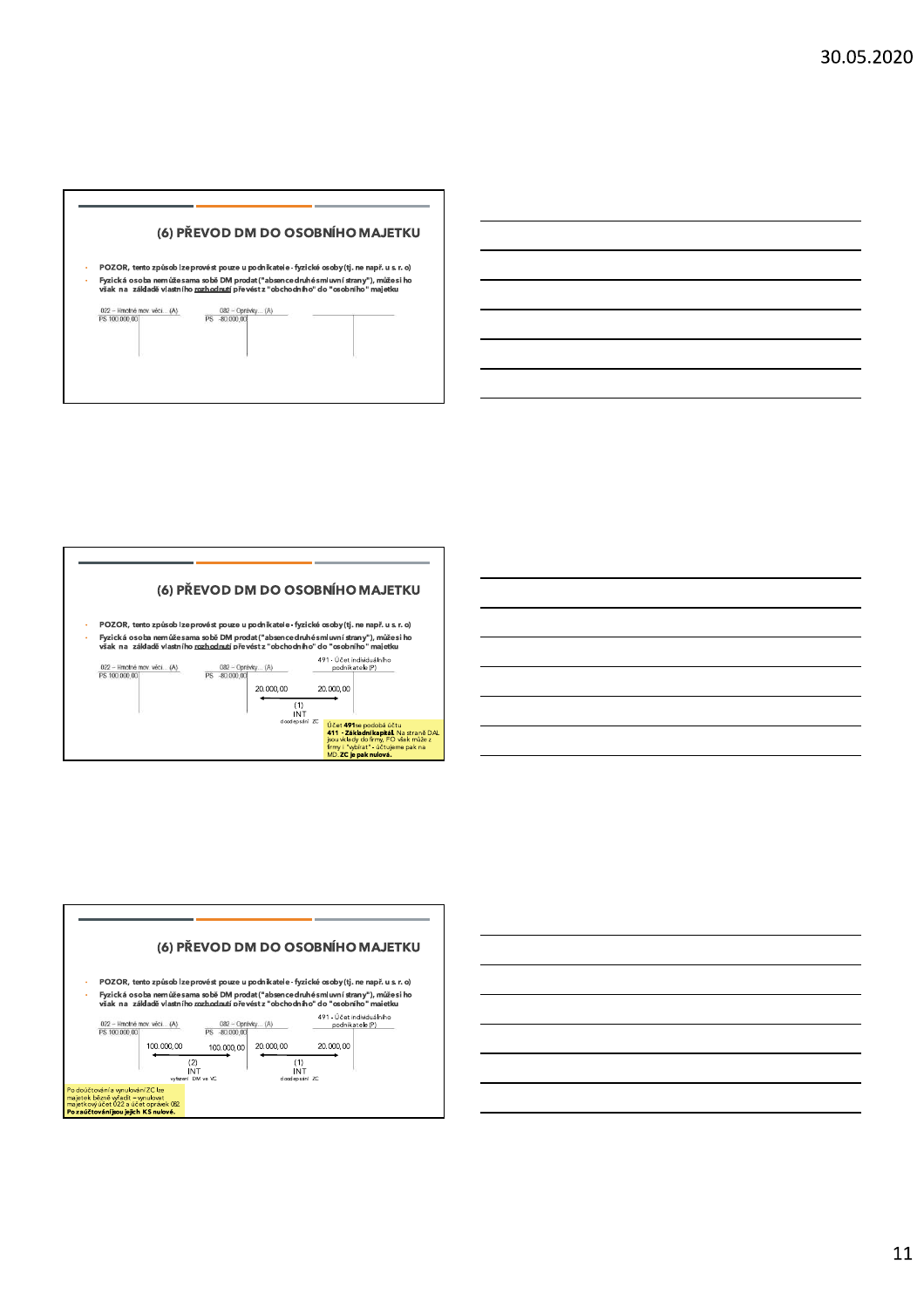## (6) PŘEVOD DM DO OSOBNÍHO MAJETKU

- POZOR, tento způsob lze provést pouze u podnikatele - fyzické osoby (tj. ne např. u s. r. o)
- Fyzická osoba nemůže sama sobě DM prodat ("absence druhé smluvní strany"), můžesi ho však na základě vlastního rozhodnutí převést z "obchodního" do "osobního" majetku

| 022 – Hmotné mov. věci… (A) | | 082 – Oprávky… (A) | | | |
|---|---|---|---|---|---|
| PS 100.000,00 | | PS -80.000,00 | | | |

## (6) PŘEVOD DM DO OSOBNÍHO MAJETKU

- POZOR, tento způsob lze provést pouze u podnikatele - fyzické osoby (tj. ne např. u s. r. o)
- Fyzická osoba nemůže sama sobě DM prodat ("absence druhé smluvní strany"), můžesi ho však na základě vlastního rozhodnutí převést z "obchodního" do "osobního" majetku

| 022 – Hmotné mov. věci… (A) | | 082 – Oprávky… (A) | | 491 - Účet individuálního podnikatele (P) | |
|---|---|---|---|---|---|
| PS 100.000,00 | | PS -80.000,00 | 20.000,00 | 20.000,00 | |

(1) INT doodepsání ZC

Účet **491** se podobá účtu **411 - Základní kapitál**. Na straně DAL jsou vklady do firmy, FO však může z firmy i "vybírat" - účtujeme pak na MD. **ZC je pak nulová.**

## (6) PŘEVOD DM DO OSOBNÍHO MAJETKU

- POZOR, tento způsob lze provést pouze u podnikatele - fyzické osoby (tj. ne např. u s. r. o)
- Fyzická osoba nemůže sama sobě DM prodat ("absence druhé smluvní strany"), můžesi ho však na základě vlastního rozhodnutí převést z "obchodního" do "osobního" majetku

| 022 – Hmotné mov. věci… (A) | | 082 – Oprávky… (A) | | 491 - Účet individuálního podnikatele (P) | |
|---|---|---|---|---|---|
| PS 100.000,00 | 100.000,00 | PS -80.000,00 | 20.000,00 | 20.000,00 | |
| | | 100.000,00 | | | |

(2) INT vyřazení DM ve VC

(1) INT doodepsání ZC

Po doúčtování a vynulování ZC lze majetek běžně vyřadit – vynulovat majetkový účet 022 a účet oprávek 082. **Po zaúčtování jsou jejich KS nulové.**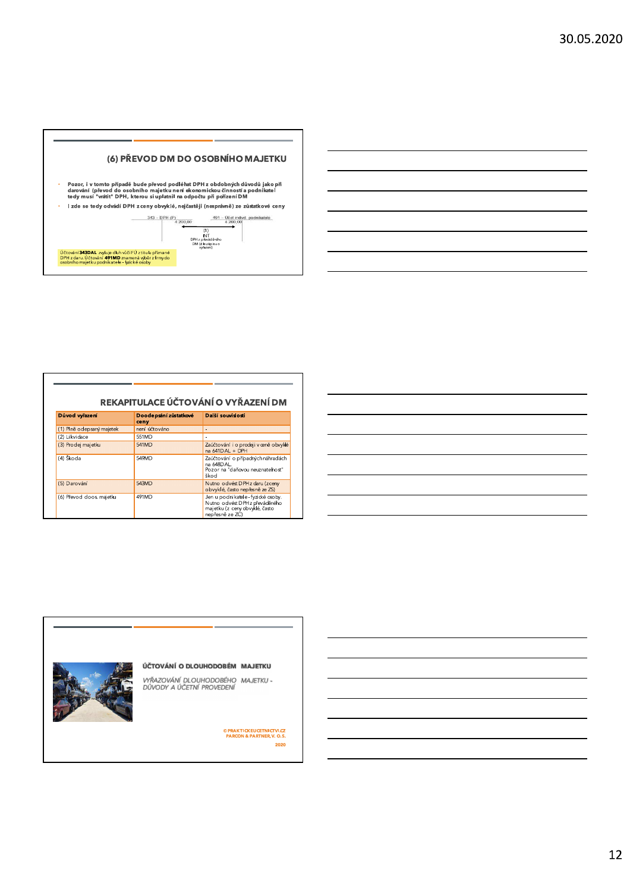## (6) PŘEVOD DM DO OSOBNÍHO MAJETKU

- Pozor, i v tomto případě bude převod podléhat DPH z obdobných důvodů jako při darování (převod do osobního majetku není ekonomickou činností a podnikatel tedy musí "vrátit" DPH, kterou si uplatnil na odpočtu při pořízení DM
- I zde se tedy odvádí DPH z ceny obvyklé, nejčastěji (nesprávně) ze zůstatkové ceny

343 – DPH (P)
4 200,00

491 – Účet individ. podnikatele
4 200,00

(1)
INT
DPH z převáděného DM (dtto jako u vyřazení)

Účtování **343DAL** zvyšuje dluh vůči FÚ z titulu přiznané DPH z daru. Účtování **491MD** znamená výběr z firmy do osobního majetku podnikatele - fyzické osoby

## REKAPITULACE ÚČTOVÁNÍ O VYŘAZENÍ DM

| Důvod vyřazení | Doodepsání zůstatkové ceny | Další souvislosti |
|---|---|---|
| (1) Plně odepsaný majetek | není účtováno | - |
| (2) Likvidace | 551MD | - |
| (3) Prodej majetku | 541MD | Zaúčtování i o prodeji v ceně obvyklé na 641DAL + DPH |
| (4) Škoda | 549MD | Zaúčtování o případných náhradách na 648DAL. Pozor na "daňovou neuznatelnost" škod |
| (5) Darování | 543MD | Nutno odvést DPH z daru (z ceny obvyklé, často nepřesně ze ZS) |
| (6) Převod doos. majetku | 491MD | Jen u podnikatele - fyzické osoby. Nutno odvést DPH z převáděného majetku (z ceny obvyklé, často nepřesně ze ZC) |

## ÚČTOVÁNÍ O DLOUHODOBÉM MAJETKU

*VYŘAZOVÁNÍ DLOUHODOBÉHO MAJETKU - DŮVODY A ÚČETNÍ PROVEDENÍ*

© PRAKTICKEUCETNICTVI.CZ
PARCON & PARTNER, V. O. S.
2020